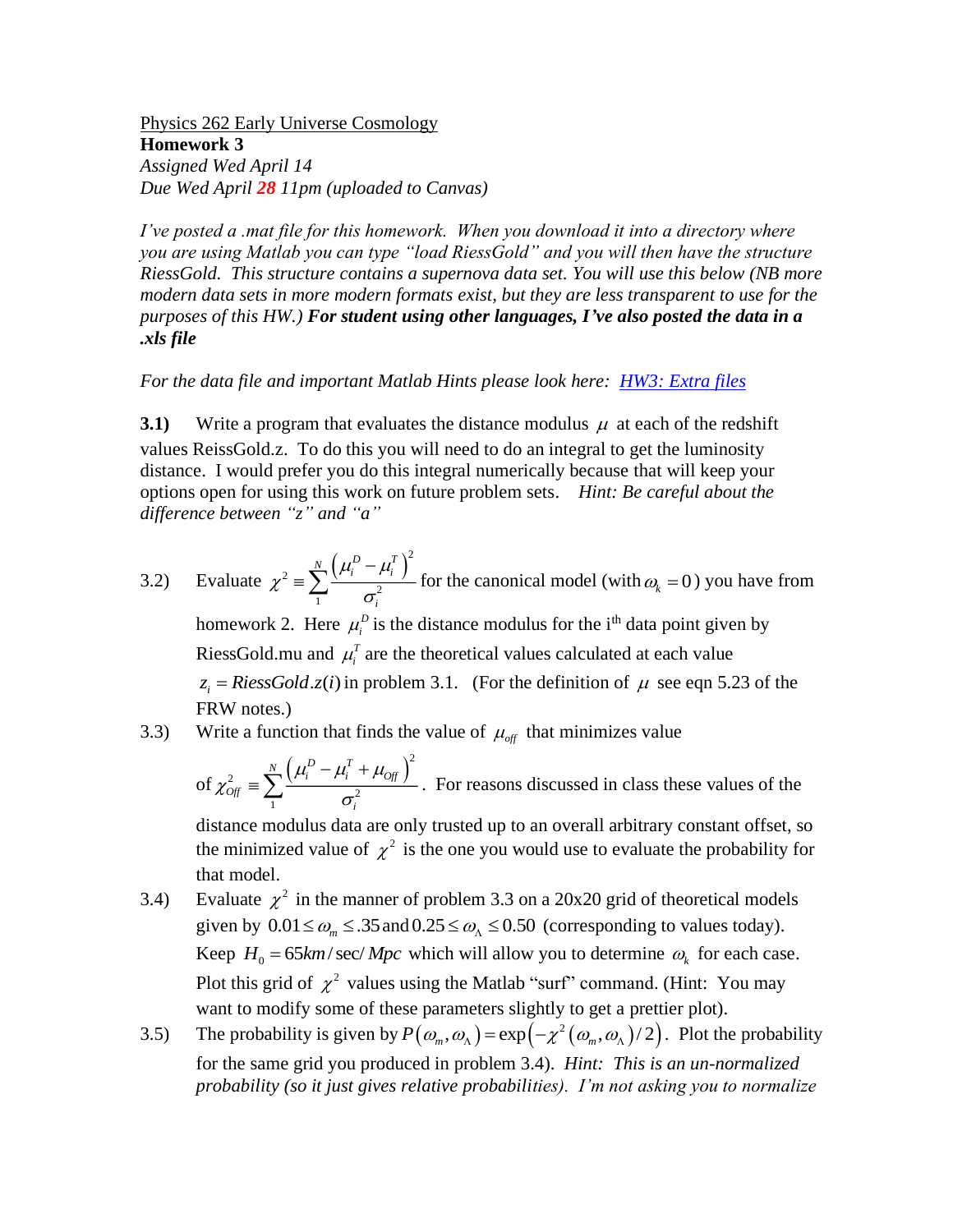Physics 262 Early Universe Cosmology

**Homework 3**

*Assigned Wed April 14*

*Due Wed April **28** 11pm (uploaded to Canvas)*

*I've posted a .mat file for this homework. When you download it into a directory where you are using Matlab you can type "load RiessGold" and you will then have the structure RiessGold. This structure contains a supernova data set. You will use this below (NB more modern data sets in more modern formats exist, but they are less transparent to use for the purposes of this HW.)* ***For student using other languages, I've also posted the data in a .xls file***

*For the data file and important Matlab Hints please look here:* [HW3: Extra files]()

**3.1)** Write a program that evaluates the distance modulus $\mu$ at each of the redshift values ReissGold.z. To do this you will need to do an integral to get the luminosity distance. I would prefer you do this integral numerically because that will keep your options open for using this work on future problem sets. *Hint: Be careful about the difference between "z" and "a"*

3.2) Evaluate $\chi^2 \equiv \sum_1^N \frac{\left(\mu_i^D - \mu_i^T\right)^2}{\sigma_i^2}$ for the canonical model (with $\omega_k = 0$) you have from homework 2. Here $\mu_i^D$ is the distance modulus for the i[th] data point given by RiessGold.mu and $\mu_i^T$ are the theoretical values calculated at each value $z_i = RiessGold.z(i)$ in problem 3.1. (For the definition of $\mu$ see eqn 5.23 of the FRW notes.)

3.3) Write a function that finds the value of $\mu_{off}$ that minimizes value of $\chi^2_{Off} \equiv \sum_1^N \frac{\left(\mu_i^D - \mu_i^T + \mu_{Off}\right)^2}{\sigma_i^2}$. For reasons discussed in class these values of the distance modulus data are only trusted up to an overall arbitrary constant offset, so the minimized value of $\chi^2$ is the one you would use to evaluate the probability for that model.

3.4) Evaluate $\chi^2$ in the manner of problem 3.3 on a 20x20 grid of theoretical models given by $0.01 \le \omega_m \le .35$ and $0.25 \le \omega_\Lambda \le 0.50$ (corresponding to values today). Keep $H_0 = 65 km/\sec/Mpc$ which will allow you to determine $\omega_k$ for each case. Plot this grid of $\chi^2$ values using the Matlab "surf" command. (Hint: You may want to modify some of these parameters slightly to get a prettier plot).

3.5) The probability is given by $P(\omega_m, \omega_\Lambda) = \exp\left(-\chi^2(\omega_m, \omega_\Lambda)/2\right)$. Plot the probability for the same grid you produced in problem 3.4). *Hint: This is an un-normalized probability (so it just gives relative probabilities). I'm not asking you to normalize*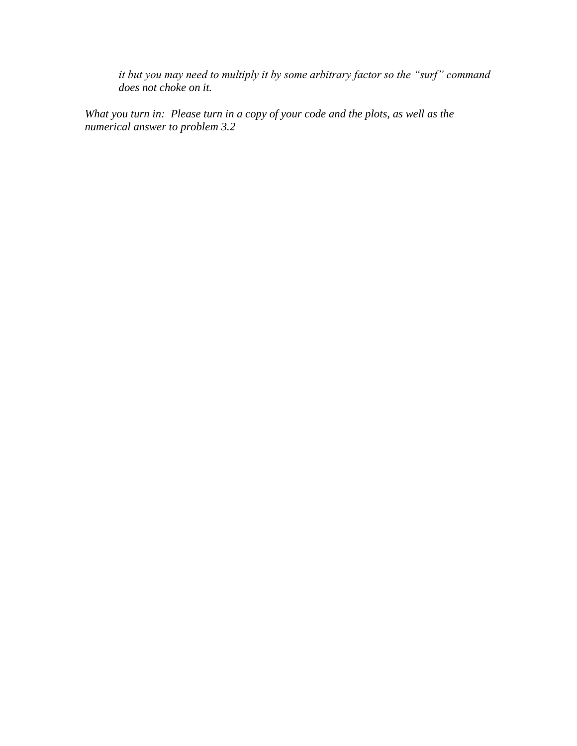*it but you may need to multiply it by some arbitrary factor so the "surf" command does not choke on it.*

*What you turn in: Please turn in a copy of your code and the plots, as well as the numerical answer to problem 3.2*